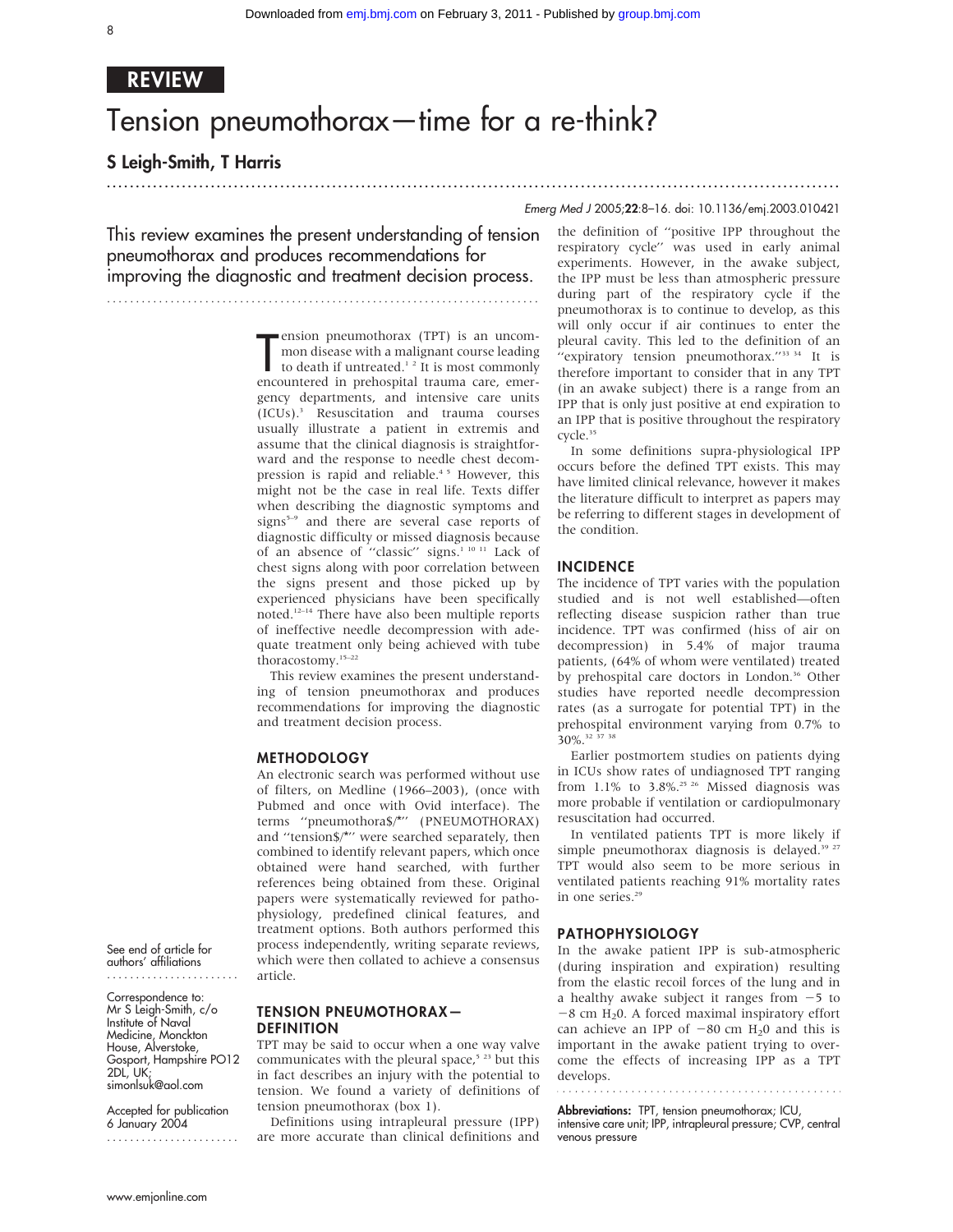REVIEW

# Tension pneumothorax—time for a re-think?

**S Leigh-Smith, T Harris**

This review examines the present understanding of tension pneumothorax and produces recommendations for improving the diagnostic and treatment decision process.

Tension pneumothorax (TPT) is an uncommon disease with a malignant course leading to death if untreated.[1 2] It is most commonly encountered in prehospital trauma care, emergency departments, and intensive care units (ICUs).[3] Resuscitation and trauma courses usually illustrate a patient in extremis and assume that the clinical diagnosis is straightforward and the response to needle chest decompression is rapid and reliable.[4 5] However, this might not be the case in real life. Texts differ when describing the diagnostic symptoms and signs[5–9] and there are several case reports of diagnostic difficulty or missed diagnosis because of an absence of "classic" signs.[1 10 11] Lack of chest signs along with poor correlation between the signs present and those picked up by experienced physicians have been specifically noted.[12–14] There have also been multiple reports of ineffective needle decompression with adequate treatment only being achieved with tube thoracostomy.[15–22]

This review examines the present understanding of tension pneumothorax and produces recommendations for improving the diagnostic and treatment decision process.

## METHODOLOGY

An electronic search was performed without use of filters, on Medline (1966–2003), (once with Pubmed and once with Ovid interface). The terms "pneumothora$/*" (PNEUMOTHORAX) and "tension$/*" were searched separately, then combined to identify relevant papers, which once obtained were hand searched, with further references being obtained from these. Original papers were systematically reviewed for pathophysiology, predefined clinical features, and treatment options. Both authors performed this process independently, writing separate reviews, which were then collated to achieve a consensus article.

## TENSION PNEUMOTHORAX—DEFINITION

TPT may be said to occur when a one way valve communicates with the pleural space,[5 23] but this in fact describes an injury with the potential to tension. We found a variety of definitions of tension pneumothorax (box 1).

Definitions using intrapleural pressure (IPP) are more accurate than clinical definitions and the definition of "positive IPP throughout the respiratory cycle" was used in early animal experiments. However, in the awake subject, the IPP must be less than atmospheric pressure during part of the respiratory cycle if the pneumothorax is to continue to develop, as this will only occur if air continues to enter the pleural cavity. This led to the definition of an "expiratory tension pneumothorax."[33 34] It is therefore important to consider that in any TPT (in an awake subject) there is a range from an IPP that is only just positive at end expiration to an IPP that is positive throughout the respiratory cycle.[35]

In some definitions supra-physiological IPP occurs before the defined TPT exists. This may have limited clinical relevance, however it makes the literature difficult to interpret as papers may be referring to different stages in development of the condition.

## INCIDENCE

The incidence of TPT varies with the population studied and is not well established—often reflecting disease suspicion rather than true incidence. TPT was confirmed (hiss of air on decompression) in 5.4% of major trauma patients, (64% of whom were ventilated) treated by prehospital care doctors in London.[36] Other studies have reported needle decompression rates (as a surrogate for potential TPT) in the prehospital environment varying from 0.7% to 30%.[32 37 38]

Earlier postmortem studies on patients dying in ICUs show rates of undiagnosed TPT ranging from 1.1% to 3.8%.[25 26] Missed diagnosis was more probable if ventilation or cardiopulmonary resuscitation had occurred.

In ventilated patients TPT is more likely if simple pneumothorax diagnosis is delayed.[39 27] TPT would also seem to be more serious in ventilated patients reaching 91% mortality rates in one series.[29]

## PATHOPHYSIOLOGY

In the awake patient IPP is sub-atmospheric (during inspiration and expiration) resulting from the elastic recoil forces of the lung and in a healthy awake subject it ranges from $-5$ to $-8$ cm $H_2O$. A forced maximal inspiratory effort can achieve an IPP of $-80$ cm $H_2O$ and this is important in the awake patient trying to overcome the effects of increasing IPP as a TPT develops.

**Abbreviations:** TPT, tension pneumothorax; ICU, intensive care unit; IPP, intrapleural pressure; CVP, central venous pressure

See end of article for authors' affiliations

Correspondence to: Mr S Leigh-Smith, c/o Institute of Naval Medicine, Monckton House, Alverstoke, Gosport, Hampshire PO12 2DL, UK; simonlsuk@aol.com

Accepted for publication 6 January 2004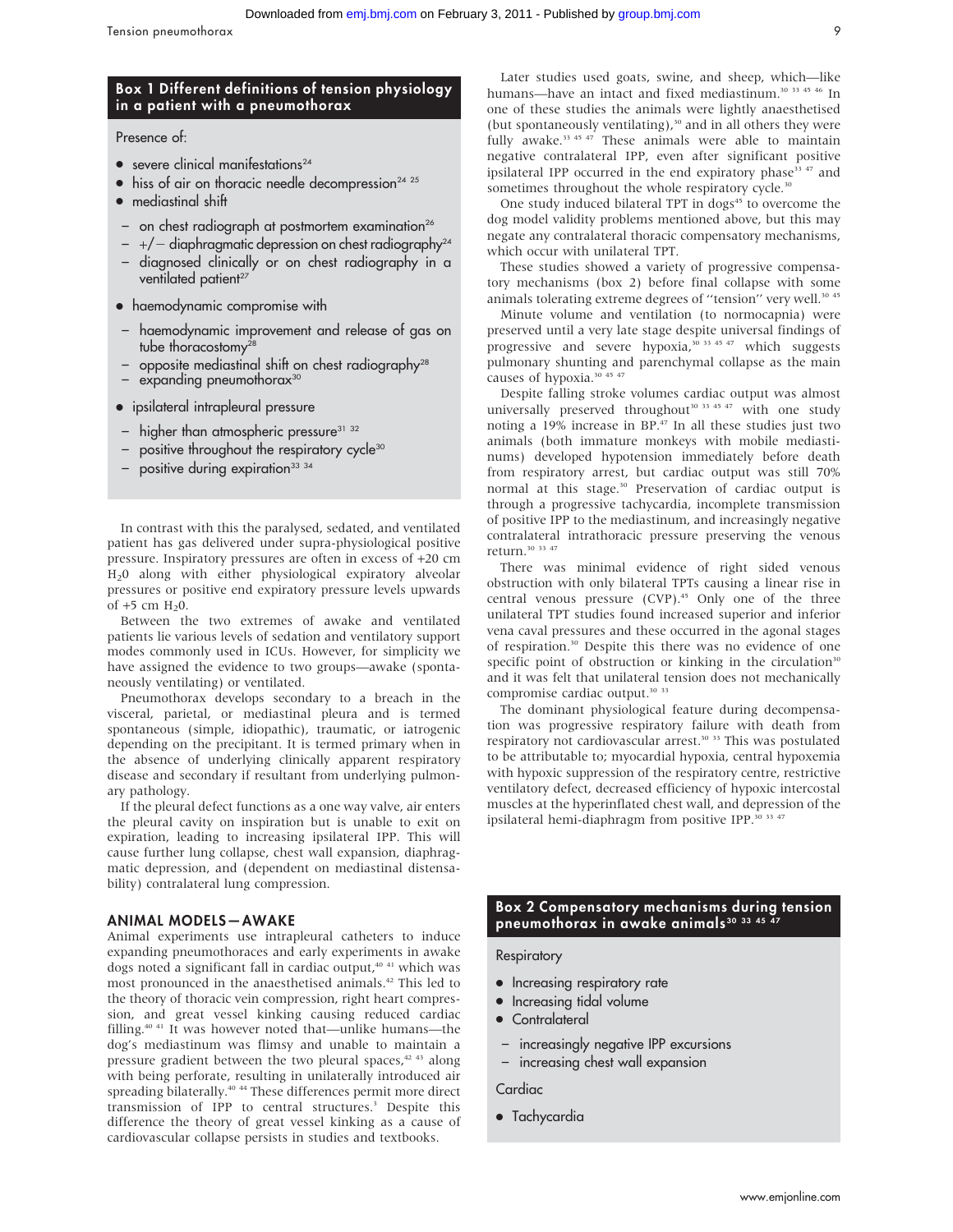## Box 1 Different definitions of tension physiology in a patient with a pneumothorax

Presence of:

- severe clinical manifestations[24]
- hiss of air on thoracic needle decompression[24 25]
- mediastinal shift
  - on chest radiograph at postmortem examination[26]
  - +/− diaphragmatic depression on chest radiography[24]
  - diagnosed clinically or on chest radiography in a ventilated patient[27]
- haemodynamic compromise with
  - haemodynamic improvement and release of gas on tube thoracostomy[28]
  - opposite mediastinal shift on chest radiography[28]
  - expanding pneumothorax[30]
- ipsilateral intrapleural pressure
  - higher than atmospheric pressure[31 32]
  - positive throughout the respiratory cycle[30]
  - positive during expiration[33 34]

In contrast with this the paralysed, sedated, and ventilated patient has gas delivered under supra-physiological positive pressure. Inspiratory pressures are often in excess of +20 cm $H_2O$ along with either physiological expiratory alveolar pressures or positive end expiratory pressure levels upwards of +5 cm $H_2O$.

Between the two extremes of awake and ventilated patients lie various levels of sedation and ventilatory support modes commonly used in ICUs. However, for simplicity we have assigned the evidence to two groups—awake (spontaneously ventilating) or ventilated.

Pneumothorax develops secondary to a breach in the visceral, parietal, or mediastinal pleura and is termed spontaneous (simple, idiopathic), traumatic, or iatrogenic depending on the precipitant. It is termed primary when in the absence of underlying clinically apparent respiratory disease and secondary if resultant from underlying pulmonary pathology.

If the pleural defect functions as a one way valve, air enters the pleural cavity on inspiration but is unable to exit on expiration, leading to increasing ipsilateral IPP. This will cause further lung collapse, chest wall expansion, diaphragmatic depression, and (dependent on mediastinal distensability) contralateral lung compression.

## ANIMAL MODELS—AWAKE

Animal experiments use intrapleural catheters to induce expanding pneumothoraces and early experiments in awake dogs noted a significant fall in cardiac output,[40 41] which was most pronounced in the anaesthetised animals.[42] This led to the theory of thoracic vein compression, right heart compression, and great vessel kinking causing reduced cardiac filling.[40 41] It was however noted that—unlike humans—the dog's mediastinum was flimsy and unable to maintain a pressure gradient between the two pleural spaces,[42 43] along with being perforate, resulting in unilaterally introduced air spreading bilaterally.[40 44] These differences permit more direct transmission of IPP to central structures.[3] Despite this difference the theory of great vessel kinking as a cause of cardiovascular collapse persists in studies and textbooks.

Later studies used goats, swine, and sheep, which—like humans—have an intact and fixed mediastinum.[30 33 45 46] In one of these studies the animals were lightly anaesthetised (but spontaneously ventilating),[30] and in all others they were fully awake.[33 45 47] These animals were able to maintain negative contralateral IPP, even after significant positive ipsilateral IPP occurred in the end expiratory phase[33 47] and sometimes throughout the whole respiratory cycle.[30]

One study induced bilateral TPT in dogs[45] to overcome the dog model validity problems mentioned above, but this may negate any contralateral thoracic compensatory mechanisms, which occur with unilateral TPT.

These studies showed a variety of progressive compensatory mechanisms (box 2) before final collapse with some animals tolerating extreme degrees of "tension" very well.[30 45]

Minute volume and ventilation (to normocapnia) were preserved until a very late stage despite universal findings of progressive and severe hypoxia,[30 33 45 47] which suggests pulmonary shunting and parenchymal collapse as the main causes of hypoxia.[30 45 47]

Despite falling stroke volumes cardiac output was almost universally preserved throughout[30 33 45 47] with one study noting a 19% increase in BP.[47] In all these studies just two animals (both immature monkeys with mobile mediastinums) developed hypotension immediately before death from respiratory arrest, but cardiac output was still 70% normal at this stage.[30] Preservation of cardiac output is through a progressive tachycardia, incomplete transmission of positive IPP to the mediastinum, and increasingly negative contralateral intrathoracic pressure preserving the venous return.[30 33 47]

There was minimal evidence of right sided venous obstruction with only bilateral TPTs causing a linear rise in central venous pressure (CVP).[45] Only one of the three unilateral TPT studies found increased superior and inferior vena caval pressures and these occurred in the agonal stages of respiration.[30] Despite this there was no evidence of one specific point of obstruction or kinking in the circulation[30] and it was felt that unilateral tension does not mechanically compromise cardiac output.[30 33]

The dominant physiological feature during decompensation was progressive respiratory failure with death from respiratory not cardiovascular arrest.[30 33] This was postulated to be attributable to; myocardial hypoxia, central hypoxemia with hypoxic suppression of the respiratory centre, restrictive ventilatory defect, decreased efficiency of hypoxic intercostal muscles at the hyperinflated chest wall, and depression of the ipsilateral hemi-diaphragm from positive IPP.[30 33 47]

## Box 2 Compensatory mechanisms during tension pneumothorax in awake animals[30 33 45 47]

Respiratory

- Increasing respiratory rate
- Increasing tidal volume
- Contralateral
  - increasingly negative IPP excursions
  - increasing chest wall expansion

Cardiac

- Tachycardia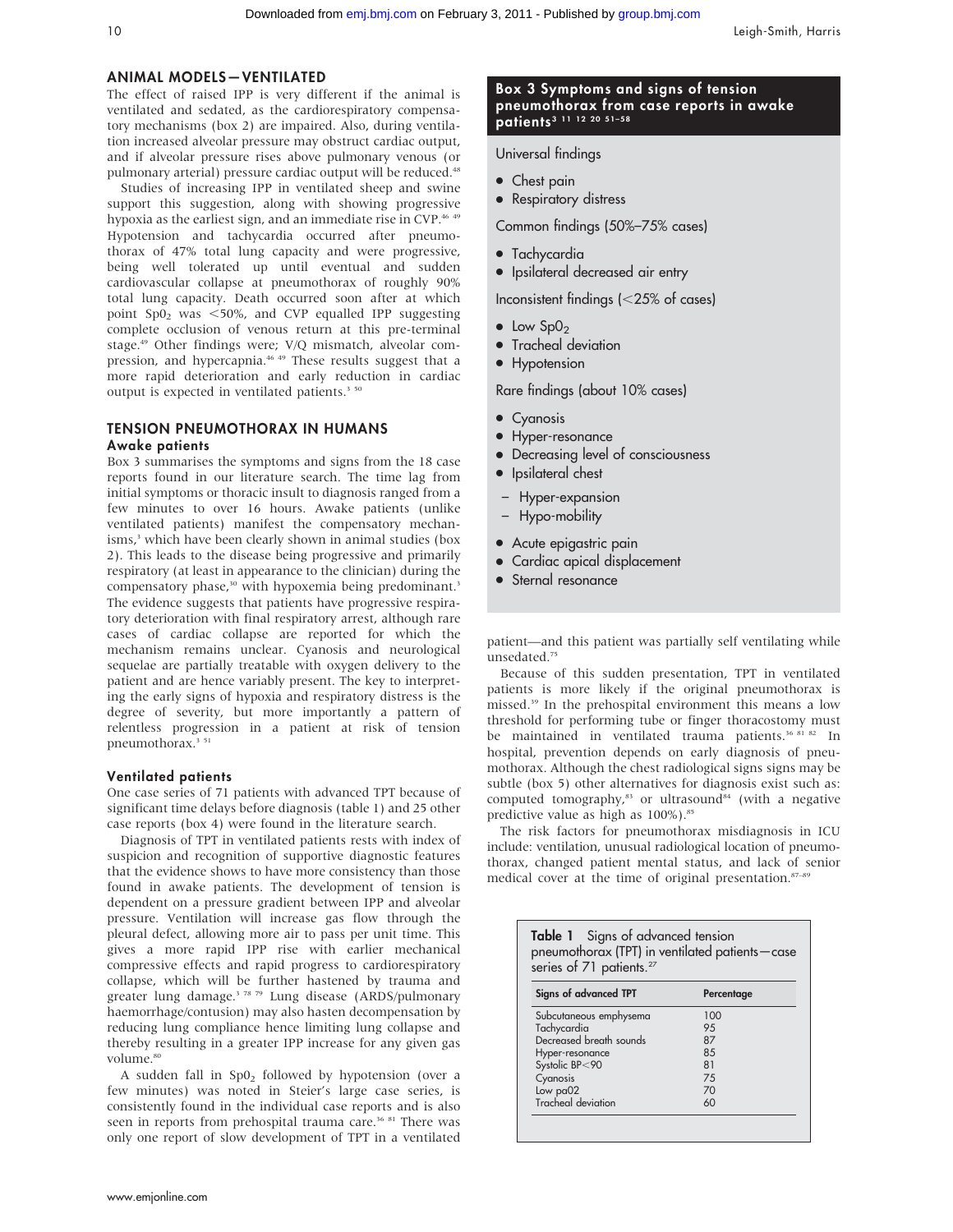## ANIMAL MODELS—VENTILATED

The effect of raised IPP is very different if the animal is ventilated and sedated, as the cardiorespiratory compensatory mechanisms (box 2) are impaired. Also, during ventilation increased alveolar pressure may obstruct cardiac output, and if alveolar pressure rises above pulmonary venous (or pulmonary arterial) pressure cardiac output will be reduced.[48]

Studies of increasing IPP in ventilated sheep and swine support this suggestion, along with showing progressive hypoxia as the earliest sign, and an immediate rise in CVP.[46 49] Hypotension and tachycardia occurred after pneumothorax of 47% total lung capacity and were progressive, being well tolerated up until eventual and sudden cardiovascular collapse at pneumothorax of roughly 90% total lung capacity. Death occurred soon after at which point $SpO_2$ was <50%, and CVP equalled IPP suggesting complete occlusion of venous return at this pre-terminal stage.[49] Other findings were; V/Q mismatch, alveolar compression, and hypercapnia.[46 49] These results suggest that a more rapid deterioration and early reduction in cardiac output is expected in ventilated patients.[3 50]

## TENSION PNEUMOTHORAX IN HUMANS

### Awake patients

Box 3 summarises the symptoms and signs from the 18 case reports found in our literature search. The time lag from initial symptoms or thoracic insult to diagnosis ranged from a few minutes to over 16 hours. Awake patients (unlike ventilated patients) manifest the compensatory mechanisms,[3] which have been clearly shown in animal studies (box 2). This leads to the disease being progressive and primarily respiratory (at least in appearance to the clinician) during the compensatory phase,[30] with hypoxemia being predominant.[3] The evidence suggests that patients have progressive respiratory deterioration with final respiratory arrest, although rare cases of cardiac collapse are reported for which the mechanism remains unclear. Cyanosis and neurological sequelae are partially treatable with oxygen delivery to the patient and are hence variably present. The key to interpreting the early signs of hypoxia and respiratory distress is the degree of severity, but more importantly a pattern of relentless progression in a patient at risk of tension pneumothorax.[3 51]

**Box 3 Symptoms and signs of tension pneumothorax from case reports in awake patients[3 11 12 20 51–58]**

Universal findings

- Chest pain
- Respiratory distress

Common findings (50%–75% cases)

- Tachycardia
- Ipsilateral decreased air entry

Inconsistent findings (<25% of cases)

- Low $SpO_2$
- Tracheal deviation
- Hypotension

Rare findings (about 10% cases)

- Cyanosis
- Hyper-resonance
- Decreasing level of consciousness
- Ipsilateral chest
  - Hyper-expansion
  - Hypo-mobility
- Acute epigastric pain
- Cardiac apical displacement
- Sternal resonance

### Ventilated patients

One case series of 71 patients with advanced TPT because of significant time delays before diagnosis (table 1) and 25 other case reports (box 4) were found in the literature search.

Diagnosis of TPT in ventilated patients rests with index of suspicion and recognition of supportive diagnostic features that the evidence shows to have more consistency than those found in awake patients. The development of tension is dependent on a pressure gradient between IPP and alveolar pressure. Ventilation will increase gas flow through the pleural defect, allowing more air to pass per unit time. This gives a more rapid IPP rise with earlier mechanical compressive effects and rapid progress to cardiorespiratory collapse, which will be further hastened by trauma and greater lung damage.[3 78 79] Lung disease (ARDS/pulmonary haemorrhage/contusion) may also hasten decompensation by reducing lung compliance hence limiting lung collapse and thereby resulting in a greater IPP increase for any given gas volume.[80]

A sudden fall in $SpO_2$ followed by hypotension (over a few minutes) was noted in Steier's large case series, is consistently found in the individual case reports and is also seen in reports from prehospital trauma care.[36 81] There was only one report of slow development of TPT in a ventilated patient—and this patient was partially self ventilating while unsedated.[75]

Because of this sudden presentation, TPT in ventilated patients is more likely if the original pneumothorax is missed.[39] In the prehospital environment this means a low threshold for performing tube or finger thoracostomy must be maintained in ventilated trauma patients.[36 81 82] In hospital, prevention depends on early diagnosis of pneumothorax. Although the chest radiological signs signs may be subtle (box 5) other alternatives for diagnosis exist such as: computed tomography,[83] or ultrasound[84] (with a negative predictive value as high as 100%).[85]

The risk factors for pneumothorax misdiagnosis in ICU include: ventilation, unusual radiological location of pneumothorax, changed patient mental status, and lack of senior medical cover at the time of original presentation.[87–89]

**Table 1** Signs of advanced tension pneumothorax (TPT) in ventilated patients—case series of 71 patients.[27]

| Signs of advanced TPT | Percentage |
|---|---|
| Subcutaneous emphysema | 100 |
| Tachycardia | 95 |
| Decreased breath sounds | 87 |
| Hyper-resonance | 85 |
| Systolic BP<90 | 81 |
| Cyanosis | 75 |
| Low $paO_2$ | 70 |
| Tracheal deviation | 60 |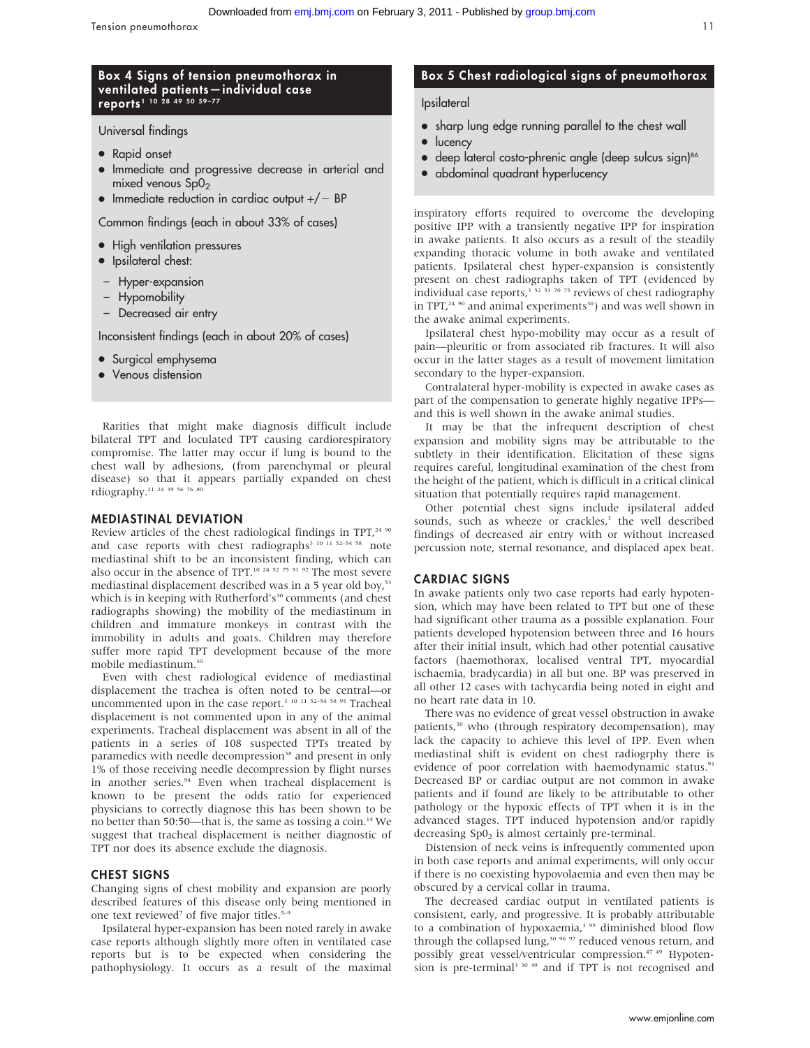### Box 4 Signs of tension pneumothorax in ventilated patients—individual case reports[1 10 28 49 50 59–77]

Universal findings

- Rapid onset
- Immediate and progressive decrease in arterial and mixed venous $SpO_2$
- Immediate reduction in cardiac output +/− BP

Common findings (each in about 33% of cases)

- High ventilation pressures
- Ipsilateral chest:
  - Hyper-expansion
  - Hypomobility
  - Decreased air entry

Inconsistent findings (each in about 20% of cases)

- Surgical emphysema
- Venous distension

Rarities that might make diagnosis difficult include bilateral TPT and loculated TPT causing cardiorespiratory compromise. The latter may occur if lung is bound to the chest wall by adhesions, (from parenchymal or pleural disease) so that it appears partially expanded on chest rdiography.[21 24 39 56 76 80]

## MEDIASTINAL DEVIATION

Review articles of the chest radiological findings in TPT,[24 90] and case reports with chest radiographs[3 10 11 52–54 58] note mediastinal shift to be an inconsistent finding, which can also occur in the absence of TPT.[10 24 52 75 91 92] The most severe mediastinal displacement described was in a 5 year old boy,[53] which is in keeping with Rutherford's[30] comments (and chest radiographs showing) the mobility of the mediastinum in children and immature monkeys in contrast with the immobility in adults and goats. Children may therefore suffer more rapid TPT development because of the more mobile mediastinum.[30]

Even with chest radiological evidence of mediastinal displacement the trachea is often noted to be central—or uncommented upon in the case report.[3 10 11 52–54 58 93] Tracheal displacement is not commented upon in any of the animal experiments. Tracheal displacement was absent in all of the patients in a series of 108 suspected TPTs treated by paramedics with needle decompression[38] and present in only 1% of those receiving needle decompression by flight nurses in another series.[94] Even when tracheal displacement is known to be present the odds ratio for experienced physicians to correctly diagnose this has been shown to be no better than 50:50—that is, the same as tossing a coin.[14] We suggest that tracheal displacement is neither diagnostic of TPT nor does its absence exclude the diagnosis.

## CHEST SIGNS

Changing signs of chest mobility and expansion are poorly described features of this disease only being mentioned in one text reviewed[7] of five major titles.[5–9]

Ipsilateral hyper-expansion has been noted rarely in awake case reports although slightly more often in ventilated case reports but is to be expected when considering the pathophysiology. It occurs as a result of the maximal inspiratory efforts required to overcome the developing positive IPP with a transiently negative IPP for inspiration in awake patients. It also occurs as a result of the steadily expanding thoracic volume in both awake and ventilated patients. Ipsilateral chest hyper-expansion is consistently present on chest radiographs taken of TPT (evidenced by individual case reports,[3 52 53 70 75] reviews of chest radiography in TPT,[24 90] and animal experiments[30]) and was well shown in the awake animal experiments.

### Box 5 Chest radiological signs of pneumothorax

Ipsilateral

- sharp lung edge running parallel to the chest wall
- lucency
- deep lateral costo-phrenic angle (deep sulcus sign)[86]
- abdominal quadrant hyperlucency

Ipsilateral chest hypo-mobility may occur as a result of pain—pleuritic or from associated rib fractures. It will also occur in the latter stages as a result of movement limitation secondary to the hyper-expansion.

Contralateral hyper-mobility is expected in awake cases as part of the compensation to generate highly negative IPPs—and this is well shown in the awake animal studies.

It may be that the infrequent description of chest expansion and mobility signs may be attributable to the subtlety in their identification. Elicitation of these signs requires careful, longitudinal examination of the chest from the height of the patient, which is difficult in a critical clinical situation that potentially requires rapid management.

Other potential chest signs include ipsilateral added sounds, such as wheeze or crackles,[3] the well described findings of decreased air entry with or without increased percussion note, sternal resonance, and displaced apex beat.

## CARDIAC SIGNS

In awake patients only two case reports had early hypotension, which may have been related to TPT but one of these had significant other trauma as a possible explanation. Four patients developed hypotension between three and 16 hours after their initial insult, which had other potential causative factors (haemothorax, localised ventral TPT, myocardial ischaemia, bradycardia) in all but one. BP was preserved in all other 12 cases with tachycardia being noted in eight and no heart rate data in 10.

There was no evidence of great vessel obstruction in awake patients,[30] who (through respiratory decompensation), may lack the capacity to achieve this level of IPP. Even when mediastinal shift is evident on chest radiogrphy there is evidence of poor correlation with haemodynamic status.[93] Decreased BP or cardiac output are not common in awake patients and if found are likely to be attributable to other pathology or the hypoxic effects of TPT when it is in the advanced stages. TPT induced hypotension and/or rapidly decreasing $SpO_2$ is almost certainly pre-terminal.

Distension of neck veins is infrequently commented upon in both case reports and animal experiments, will only occur if there is no coexisting hypovolaemia and even then may be obscured by a cervical collar in trauma.

The decreased cardiac output in ventilated patients is consistent, early, and progressive. It is probably attributable to a combination of hypoxaemia,[3 95] diminished blood flow through the collapsed lung,[30 96 97] reduced venous return, and possibly great vessel/ventricular compression.[47 49] Hypotension is pre-terminal[3 30 49] and if TPT is not recognised and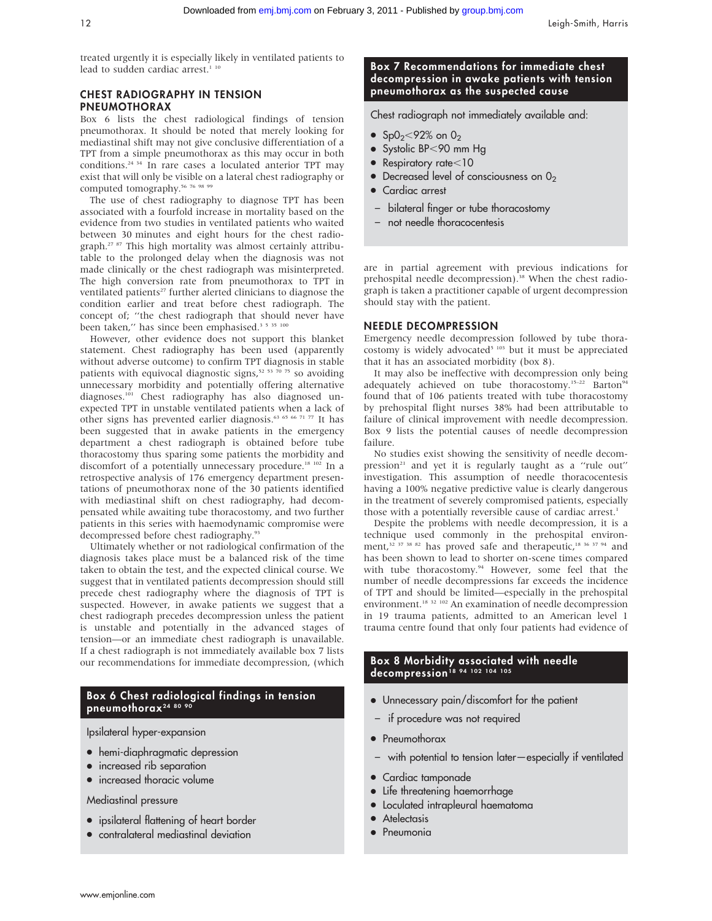treated urgently it is especially likely in ventilated patients to lead to sudden cardiac arrest.[1,10]

## CHEST RADIOGRAPHY IN TENSION PNEUMOTHORAX

Box 6 lists the chest radiological findings of tension pneumothorax. It should be noted that merely looking for mediastinal shift may not give conclusive differentiation of a TPT from a simple pneumothorax as this may occur in both conditions.[24,34] In rare cases a loculated anterior TPT may exist that will only be visible on a lateral chest radiography or computed tomography.[56,76,98,99]

The use of chest radiography to diagnose TPT has been associated with a fourfold increase in mortality based on the evidence from two studies in ventilated patients who waited between 30 minutes and eight hours for the chest radiograph.[27,87] This high mortality was almost certainly attributable to the prolonged delay when the diagnosis was not made clinically or the chest radiograph was misinterpreted. The high conversion rate from pneumothorax to TPT in ventilated patients[27] further alerted clinicians to diagnose the condition earlier and treat before chest radiograph. The concept of; "the chest radiograph that should never have been taken," has since been emphasised.[3,5,35,100]

However, other evidence does not support this blanket statement. Chest radiography has been used (apparently without adverse outcome) to confirm TPT diagnosis in stable patients with equivocal diagnostic signs,[52,53,70,75] so avoiding unnecessary morbidity and potentially offering alternative diagnoses.[101] Chest radiography has also diagnosed unexpected TPT in unstable ventilated patients when a lack of other signs has prevented earlier diagnosis.[63,65,66,71,77] It has been suggested that in awake patients in the emergency department a chest radiograph is obtained before tube thoracostomy thus sparing some patients the morbidity and discomfort of a potentially unnecessary procedure.[18,102] In a retrospective analysis of 176 emergency department presentations of pneumothorax none of the 30 patients identified with mediastinal shift on chest radiography, had decompensated while awaiting tube thoracostomy, and two further patients in this series with haemodynamic compromise were decompressed before chest radiography.[93]

Ultimately whether or not radiological confirmation of the diagnosis takes place must be a balanced risk of the time taken to obtain the test, and the expected clinical course. We suggest that in ventilated patients decompression should still precede chest radiography where the diagnosis of TPT is suspected. However, in awake patients we suggest that a chest radiograph precedes decompression unless the patient is unstable and potentially in the advanced stages of tension—or an immediate chest radiograph is unavailable. If a chest radiograph is not immediately available box 7 lists our recommendations for immediate decompression, (which are in partial agreement with previous indications for prehospital needle decompression).[38] When the chest radiograph is taken a practitioner capable of urgent decompression should stay with the patient.

### Box 6 Chest radiological findings in tension pneumothorax[24,80,90]

Ipsilateral hyper-expansion

- hemi-diaphragmatic depression
- increased rib separation
- increased thoracic volume

Mediastinal pressure

- ipsilateral flattening of heart border
- contralateral mediastinal deviation

### Box 7 Recommendations for immediate chest decompression in awake patients with tension pneumothorax as the suspected cause

Chest radiograph not immediately available and:

- $SpO_2$<92% on $O_2$
- Systolic BP<90 mm Hg
- Respiratory rate<10
- Decreased level of consciousness on $O_2$
- Cardiac arrest
  - bilateral finger or tube thoracostomy
  - not needle thoracocentesis

## NEEDLE DECOMPRESSION

Emergency needle decompression followed by tube thoracostomy is widely advocated[5,103] but it must be appreciated that it has an associated morbidity (box 8).

It may also be ineffective with decompression only being adequately achieved on tube thoracostomy.[15–22] Barton[94] found that of 106 patients treated with tube thoracostomy by prehospital flight nurses 38% had been attributable to failure of clinical improvement with needle decompression. Box 9 lists the potential causes of needle decompression failure.

No studies exist showing the sensitivity of needle decompression[21] and yet it is regularly taught as a "rule out" investigation. This assumption of needle thoracocentesis having a 100% negative predictive value is clearly dangerous in the treatment of severely compromised patients, especially those with a potentially reversible cause of cardiac arrest.[1]

Despite the problems with needle decompression, it is a technique used commonly in the prehospital environment,[32,37,38,82] has proved safe and therapeutic,[18,36,37,94] and has been shown to lead to shorter on-scene times compared with tube thoracostomy.[94] However, some feel that the number of needle decompressions far exceeds the incidence of TPT and should be limited—especially in the prehospital environment.[18,32,102] An examination of needle decompression in 19 trauma patients, admitted to an American level 1 trauma centre found that only four patients had evidence of

### Box 8 Morbidity associated with needle decompression[18,94,102,104,105]

- Unnecessary pain/discomfort for the patient
  - if procedure was not required
- Pneumothorax
  - with potential to tension later—especially if ventilated
- Cardiac tamponade
- Life threatening haemorrhage
- Loculated intrapleural haematoma
- Atelectasis
- Pneumonia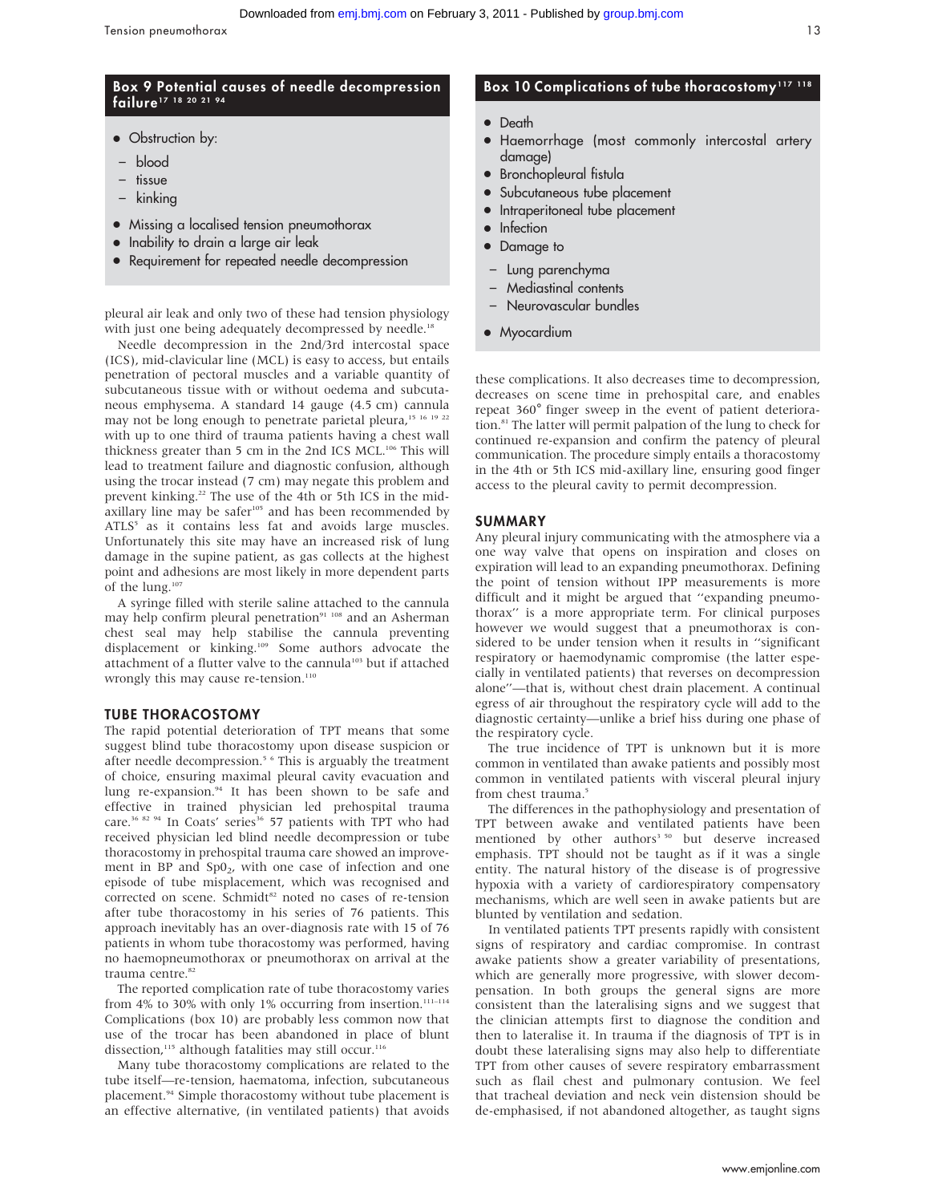## Box 9 Potential causes of needle decompression failure[17 18 20 21 94]

- Obstruction by:
  - blood
  - tissue
  - kinking
- Missing a localised tension pneumothorax
- Inability to drain a large air leak
- Requirement for repeated needle decompression

pleural air leak and only two of these had tension physiology with just one being adequately decompressed by needle.[18]

Needle decompression in the 2nd/3rd intercostal space (ICS), mid-clavicular line (MCL) is easy to access, but entails penetration of pectoral muscles and a variable quantity of subcutaneous tissue with or without oedema and subcutaneous emphysema. A standard 14 gauge (4.5 cm) cannula may not be long enough to penetrate parietal pleura,[15 16 19 22] with up to one third of trauma patients having a chest wall thickness greater than 5 cm in the 2nd ICS MCL.[106] This will lead to treatment failure and diagnostic confusion, although using the trocar instead (7 cm) may negate this problem and prevent kinking.[22] The use of the 4th or 5th ICS in the mid-axillary line may be safer[105] and has been recommended by ATLS[5] as it contains less fat and avoids large muscles. Unfortunately this site may have an increased risk of lung damage in the supine patient, as gas collects at the highest point and adhesions are most likely in more dependent parts of the lung.[107]

A syringe filled with sterile saline attached to the cannula may help confirm pleural penetration[91 108] and an Asherman chest seal may help stabilise the cannula preventing displacement or kinking.[109] Some authors advocate the attachment of a flutter valve to the cannula[103] but if attached wrongly this may cause re-tension.[110]

## TUBE THORACOSTOMY

The rapid potential deterioration of TPT means that some suggest blind tube thoracostomy upon disease suspicion or after needle decompression.[5 6] This is arguably the treatment of choice, ensuring maximal pleural cavity evacuation and lung re-expansion.[94] It has been shown to be safe and effective in trained physician led prehospital trauma care.[36 82 94] In Coats' series[36] 57 patients with TPT who had received physician led blind needle decompression or tube thoracostomy in prehospital trauma care showed an improvement in BP and $SpO_2$, with one case of infection and one episode of tube misplacement, which was recognised and corrected on scene. Schmidt[82] noted no cases of re-tension after tube thoracostomy in his series of 76 patients. This approach inevitably has an over-diagnosis rate with 15 of 76 patients in whom tube thoracostomy was performed, having no haemopneumothorax or pneumothorax on arrival at the trauma centre.[82]

The reported complication rate of tube thoracostomy varies from 4% to 30% with only 1% occurring from insertion.[111–114] Complications (box 10) are probably less common now that use of the trocar has been abandoned in place of blunt dissection,[115] although fatalities may still occur.[116]

Many tube thoracostomy complications are related to the tube itself—re-tension, haematoma, infection, subcutaneous placement.[94] Simple thoracostomy without tube placement is an effective alternative, (in ventilated patients) that avoids

## Box 10 Complications of tube thoracostomy[117 118]

- Death
- Haemorrhage (most commonly intercostal artery damage)
- Bronchopleural fistula
- Subcutaneous tube placement
- Intraperitoneal tube placement
- Infection
- Damage to
  - Lung parenchyma
  - Mediastinal contents
  - Neurovascular bundles
- Myocardium

these complications. It also decreases time to decompression, decreases on scene time in prehospital care, and enables repeat 360° finger sweep in the event of patient deterioration.[81] The latter will permit palpation of the lung to check for continued re-expansion and confirm the patency of pleural communication. The procedure simply entails a thoracostomy in the 4th or 5th ICS mid-axillary line, ensuring good finger access to the pleural cavity to permit decompression.

## SUMMARY

Any pleural injury communicating with the atmosphere via a one way valve that opens on inspiration and closes on expiration will lead to an expanding pneumothorax. Defining the point of tension without IPP measurements is more difficult and it might be argued that "expanding pneumothorax" is a more appropriate term. For clinical purposes however we would suggest that a pneumothorax is considered to be under tension when it results in "significant respiratory or haemodynamic compromise (the latter especially in ventilated patients) that reverses on decompression alone"—that is, without chest drain placement. A continual egress of air throughout the respiratory cycle will add to the diagnostic certainty—unlike a brief hiss during one phase of the respiratory cycle.

The true incidence of TPT is unknown but it is more common in ventilated than awake patients and possibly most common in ventilated patients with visceral pleural injury from chest trauma.[5]

The differences in the pathophysiology and presentation of TPT between awake and ventilated patients have been mentioned by other authors[3 50] but deserve increased emphasis. TPT should not be taught as if it was a single entity. The natural history of the disease is of progressive hypoxia with a variety of cardiorespiratory compensatory mechanisms, which are well seen in awake patients but are blunted by ventilation and sedation.

In ventilated patients TPT presents rapidly with consistent signs of respiratory and cardiac compromise. In contrast awake patients show a greater variability of presentations, which are generally more progressive, with slower decompensation. In both groups the general signs are more consistent than the lateralising signs and we suggest that the clinician attempts first to diagnose the condition and then to lateralise it. In trauma if the diagnosis of TPT is in doubt these lateralising signs may also help to differentiate TPT from other causes of severe respiratory embarrassment such as flail chest and pulmonary contusion. We feel that tracheal deviation and neck vein distension should be de-emphasised, if not abandoned altogether, as taught signs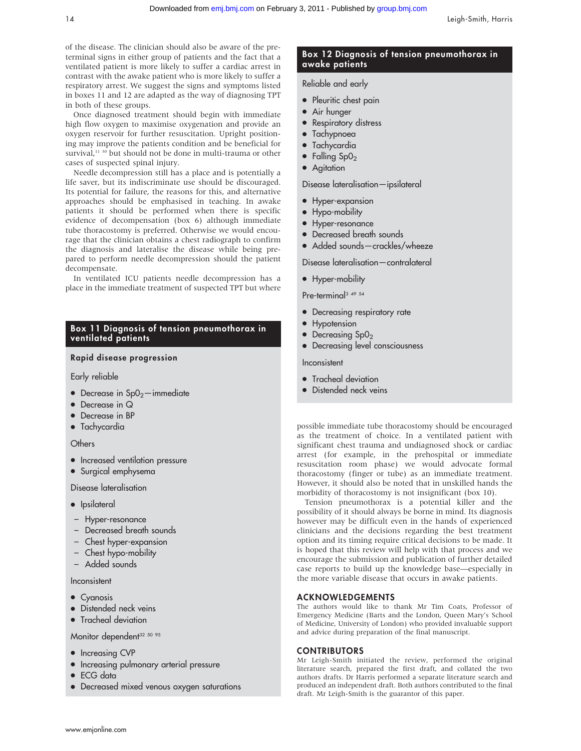of the disease. The clinician should also be aware of the pre-terminal signs in either group of patients and the fact that a ventilated patient is more likely to suffer a cardiac arrest in contrast with the awake patient who is more likely to suffer a respiratory arrest. We suggest the signs and symptoms listed in boxes 11 and 12 are adapted as the way of diagnosing TPT in both of these groups.

Once diagnosed treatment should begin with immediate high flow oxygen to maximise oxygenation and provide an oxygen reservoir for further resuscitation. Upright positioning may improve the patients condition and be beneficial for survival,[11 30] but should not be done in multi-trauma or other cases of suspected spinal injury.

Needle decompression still has a place and is potentially a life saver, but its indiscriminate use should be discouraged. Its potential for failure, the reasons for this, and alternative approaches should be emphasised in teaching. In awake patients it should be performed when there is specific evidence of decompensation (box 6) although immediate tube thoracostomy is preferred. Otherwise we would encourage that the clinician obtains a chest radiograph to confirm the diagnosis and lateralise the disease while being prepared to perform needle decompression should the patient decompensate.

In ventilated ICU patients needle decompression has a place in the immediate treatment of suspected TPT but where possible immediate tube thoracostomy should be encouraged as the treatment of choice. In a ventilated patient with significant chest trauma and undiagnosed shock or cardiac arrest (for example, in the prehospital or immediate resuscitation room phase) we would advocate formal thoracostomy (finger or tube) as an immediate treatment. However, it should also be noted that in unskilled hands the morbidity of thoracostomy is not insignificant (box 10).

Tension pneumothorax is a potential killer and the possibility of it should always be borne in mind. Its diagnosis however may be difficult even in the hands of experienced clinicians and the decisions regarding the best treatment option and its timing require critical decisions to be made. It is hoped that this review will help with that process and we encourage the submission and publication of further detailed case reports to build up the knowledge base—especially in the more variable disease that occurs in awake patients.

### Box 11 Diagnosis of tension pneumothorax in ventilated patients

**Rapid disease progression**

Early reliable

- Decrease in $SpO_2$—immediate
- Decrease in Q
- Decrease in BP
- Tachycardia

Others

- Increased ventilation pressure
- Surgical emphysema

Disease lateralisation

- Ipsilateral
  - Hyper-resonance
  - Decreased breath sounds
  - Chest hyper-expansion
  - Chest hypo-mobility
  - Added sounds

Inconsistent

- Cyanosis
- Distended neck veins
- Tracheal deviation

Monitor dependent[32 50 95]

- Increasing CVP
- Increasing pulmonary arterial pressure
- ECG data
- Decreased mixed venous oxygen saturations

### Box 12 Diagnosis of tension pneumothorax in awake patients

Reliable and early

- Pleuritic chest pain
- Air hunger
- Respiratory distress
- Tachypnoea
- Tachycardia
- Falling $SpO_2$
- Agitation

Disease lateralisation—ipsilateral

- Hyper-expansion
- Hypo-mobility
- Hyper-resonance
- Decreased breath sounds
- Added sounds—crackles/wheeze

Disease lateralisation—contralateral

- Hyper-mobility

Pre-terminal[3 49 54]

- Decreasing respiratory rate
- Hypotension
- Decreasing $SpO_2$
- Decreasing level consciousness

Inconsistent

- Tracheal deviation
- Distended neck veins

## ACKNOWLEDGEMENTS

The authors would like to thank Mr Tim Coats, Professor of Emergency Medicine (Barts and the London, Queen Mary's School of Medicine, University of London) who provided invaluable support and advice during preparation of the final manuscript.

## CONTRIBUTORS

Mr Leigh-Smith initiated the review, performed the original literature search, prepared the first draft, and collated the two authors drafts. Dr Harris performed a separate literature search and produced an independent draft. Both authors contributed to the final draft. Mr Leigh-Smith is the guarantor of this paper.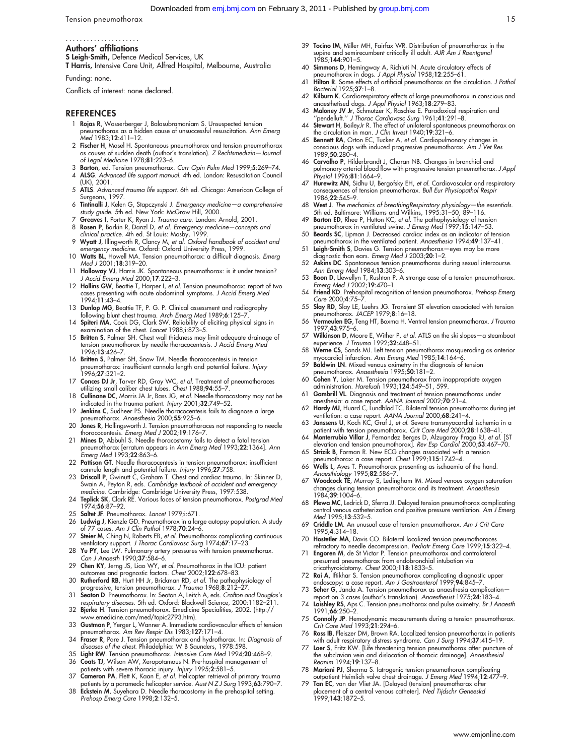## Authors' affiliations

**S Leigh-Smith,** Defence Medical Services, UK

**T Harris,** Intensive Care Unit, Alfred Hospital, Melbourne, Australia

Funding: none.

Conflicts of interest: none declared.

## REFERENCES

1. **Rojas R**, Wasserberger J, Balasubramaniam S. Unsuspected tension pneumothorax as a hidden cause of unsuccessful resuscitation. *Ann Emerg Med* 1983;**12**:411–12.
2. **Fischer H**, Masel H. Spontaneous pneumothorax and tension pneumothorax as causes of sudden death (author's translation). *Z Rechtsmedizin—Journal of Legal Medicine* 1978;**81**:223–6.
3. **Barton**, ed. Tension pneumothorax. *Curr Opin Pulm Med* 1999;**5**:269–74.
4. **ALSG**. *Advanced life support manual*. 4th ed. London: Resuscitation Council (UK), 2001.
5. **ATLS**. *Advanced trauma life support*. 6th ed. Chicago: American College of Surgeons, 1997.
6. **Tintinalli J**, Kelen G, Stapczynski J. *Emergency medicine—a comprehensive study guide*. 5th ed. New York: McGraw Hill, 2000.
7. **Greaves I**, Porter K, Ryan J. *Trauma care*. London: Arnold, 2001.
8. **Rosen P**, Barkin R, Danzl D, *et al*. *Emergency medicine—concepts and clinical practice*. 4th ed. St Louis: Mosby, 1999.
9. **Wyatt J**, Illingworth R, Clancy M, *et al*. *Oxford handbook of accident and emergency medicine*. Oxford: Oxford University Press, 1999.
10. **Watts BL**, Howell MA. Tension pneumothorax: a difficult diagnosis. *Emerg Med J* 2001;**18**:319–20.
11. **Holloway VJ**, Harris JK. Spontaneous pneumothorax: is it under tension? *J Accid Emerg Med* 2000;**17**:222–3.
12. **Hollins GW**, Beattie T, Harper I, *et al*. Tension pneumothorax: report of two cases presenting with acute abdominal symptoms. *J Accid Emerg Med* 1994;**11**:43–4.
13. **Dunlop MG**, Beattie TF, P. G. P. Clinical assessment and radiography following blunt chest trauma. *Arch Emerg Med* 1989;**6**:125–7.
14. **Spiteri MA**, Cook DG, Clark SW. Reliability of eliciting physical signs in examination of the chest. *Lancet* 1988;i:873–5.
15. **Britten S**, Palmer SH. Chest wall thickness may limit adequate drainage of tension pneumothorax by needle thoracocentesis. *J Accid Emerg Med* 1996;**13**:426–7.
16. **Britten S**, Palmer SH, Snow TM. Needle thoracocentesis in tension pneumothorax: insufficient cannula length and potential failure. *Injury* 1996;**27**:321–2.
17. **Conces DJ Jr**, Tarver RD, Gray WC, *et al*. Treatment of pneumothoraces utilizing small caliber chest tubes. *Chest* 1988;**94**:55–7.
18. **Cullinane DC**, Morris JA Jr, Bass JG, *et al*. Needle thoracostomy may not be indicated in the trauma patient. *Injury* 2001;**32**:749–52.
19. **Jenkins C**, Sudheer PS. Needle thoracocentesis fails to diagnose a large pneumothorax. *Anaesthesia* 2000;**55**:925–6.
20. **Jones R**, Hollingsworth J. Tension pneumothoraces not responding to needle thoracocentesis. *Emerg Med J* 2002;**19**:176–7.
21. **Mines D**, Abbuhl S. Needle thoracostomy fails to detect a fatal tension pneumothorax [erratum appears in *Ann Emerg Med* 1993;**22**:1364]. *Ann Emerg Med* 1993;**22**:863–6.
22. **Pattison GT**. Needle thoracocentesis in tension pneumothorax: insufficient cannula length and potential failure. *Injury* 1996;**27**:758.
23. **Driscoll P**, Gwinutt C, Graham T. Chest and cardiac trauma. In: Skinner D, Swain A, Peyton R, eds. *Cambridge textbook of accident and emergency medicine*. Cambridge: Cambridge University Press, 1997:538.
24. **Teplick SK**, Clark RE. Various faces of tension pneumothorax. *Postgrad Med* 1974;**56**:87–92.
25. **Saltet JF**. Pneumothorax. *Lancet* 1979;i:671.
26. **Ludwig J**, Kienzle GD. Pneumothorax in a large autopsy population. A study of 77 cases. *Am J Clin Pathol* 1978;**70**:24–6.
27. **Steier M**, Ching N, Roberts EB, *et al*. Pneumothorax complicating continuous ventilatory support. *J Thorac Cardiovasc Surg* 1974;**67**:17–23.
28. **Yu PY**, Lee LW. Pulmonary artery pressures with tension pneumothorax. *Can J Anaesth* 1990;**37**:584–6.
29. **Chen KY**, Jerng JS, Liao WY, *et al*. Pneumothorax in the ICU: patient outcomes and prognostic factors. *Chest* 2002;**122**:678–83.
30. **Rutherford RB**, Hurt HH Jr, Brickman RD, *et al*. The pathophysiology of progressive, tension pneumothorax. *J Trauma* 1968;**8**:212–27.
31. **Seaton D**. Pneumothorax. In: Seaton A, Leitch A, eds. *Crofton and Douglas's respiratory diseases*. 5th ed. Oxford: Blackwell Science, 2000:1182–211.
32. **Bjerke H**. Tension pneumothorax. Emedicine Specialities, 2002. (http://www.emedicine.com/med/topic2793.htm).
33. **Gustman P**, Yerger L, Wanner A. Immediate cardiovascular effects of tension pneumothorax. *Am Rev Respir Dis* 1983;**127**:171–4.
34. **Fraser R**, Pare J. Tension pneumothorax and hydrothorax. In: *Diagnosis of diseases of the chest*. Philadelphia: W B Saunders, 1978:598.
35. **Light RW**. Tension pneumothorax. *Intensive Care Med* 1994;**20**:468–9.
36. **Coats TJ**, Wilson AW, Xeropotamous N. Pre-hospital management of patients with severe thoracic injury. *Injury* 1995;**2**:581–5.
37. **Cameron PA**, Flett K, Kaan E, *et al*. Helicopter retrieval of primary trauma patients by a paramedic helicopter service. *Aust N Z J Surg* 1993;**63**:790–7.
38. **Eckstein M**, Suyehara D. Needle thoracostomy in the prehospital setting. *Prehosp Emerg Care* 1998;**2**:132–5.
39. **Tocino IM**, Miller MH, Fairfax WR. Distribution of pneumothorax in the supine and semirecumbent critically ill adult. *AJR Am J Roentgenol* 1985;**144**:901–5.
40. **Simmons D**, Hemingway A, Richiuti N. Acute circulatory effects of pneumothorax in dogs. *J Appl Physiol* 1958;**12**:255–61.
41. **Hilton R**. Some effects of artificial pneumothorax on the circulation. *J Pathol Bacteriol* 1925;**37**:1–8.
42. **Kilburn K**. Cardiorespiratory effects of large pneumothorax in conscious and anaesthetised dogs. *J Appl Physiol* 1963;**18**:279–83.
43. **Maloney JV Jr**, Schmutzer K, Raschke E. Paradoxical respiration and ''pendelluft.'' *J Thorac Cardiovasc Surg* 1961;**41**:291–8.
44. **Stewart H**, BaileyJr R. The effect of unilateral spontaneous pneumothorax on the circulation in man. *J Clin Invest* 1940;**19**:321–6.
45. **Bennett RA**, Orton EC, Tucker A, *et al*. Cardiopulmonary changes in conscious dogs with induced progressive pneumothorax. *Am J Vet Res* 1989;**50**:280–4.
46. **Carvalho P**, Hilderbrandt J, Charan NB. Changes in bronchial and pulmonary arterial blood flow with progressive tension pneumothorax. *J Appl Physiol* 1996;**81**:1664–9.
47. **Hurewitz AN**, Sidhu U, Bergofsky EH, *et al*. Cardiovascular and respiratory consequences of tension pneumothorax. *Bull Eur Physiopathol Respir* 1986;**22**:545–9.
48. **West J**. *The mechanics of breathingRespiratory physiology—the essentials*. 5th ed. Baltimore: Williams and Wilkins, 1995:31–50, 89–116.
49. **Barton ED**, Rhee P, Hutton KC, *et al*. The pathophysiology of tension pneumothorax in ventilated swine. *J Emerg Med* 1997;**15**:147–53.
50. **Beards SC**, Lipman J. Decreased cardiac index as an indicator of tension pneumothorax in the ventilated patient. *Anaesthesia* 1994;**49**:137–41.
51. **Leigh-Smith S**, Davies G. Tension pneumothorax—eyes may be more diagnostic than ears. *Emerg Med J* 2003;**20**:1–2.
52. **Askins DC**. Spontaneous tension pneumothorax during sexual intercourse. *Ann Emerg Med* 1984;**13**:303–6.
53. **Boon D**, Llewellyn T, Rushton P. A strange case of a tension pneumothorax. *Emerg Med J* 2002;**19**:470–1.
54. **Friend KD**. Prehospital recognition of tension pneumothorax. *Prehosp Emerg Care* 2000;**4**:75–7.
55. **Slay RD**, Slay LE, Luehrs JG. Transient ST elevation associated with tension pneumothorax. *JACEP* 1979;**8**:16–18.
56. **Vermeulen EG**, Teng HT, Boxma H. Ventral tension pneumothorax. *J Trauma* 1997;**43**:975–6.
57. **Wilkinson D**, Moore E, Wither P, *et al*. ATLS on the ski slopes—a steamboat experience. *J Trauma* 1992;**32**:448–51.
58. **Werne CS**, Sands MJ. Left tension pneumothorax masquerading as anterior myocardial infarction. *Ann Emerg Med* 1985;**14**:164–6.
59. **Baldwin LN**. Mixed venous oximetry in the diagnosis of tension pneumothorax. *Anaesthesia* 1995;**50**:181–2.
60. **Cohen Y**, Laker M. Tension pneumothorax from inappropriate oxygen administration. *Harefuah* 1993;**124**:549–51, 599.
61. **Gambrill VL**. Diagnosis and treatment of tension pneumothorax under anesthesia: a case report. *AANA Journal* 2002;**70**:21–4.
62. **Hardy MJ**, Huard C, Lundblad TC. Bilateral tension pneumothorax during jet ventilation: a case report. *AANA Journal* 2000;**68**:241–4.
63. **Janssens U**, Koch KC, Graf J, *et al*. Severe transmyocardial ischemia in a patient with tension pneumothorax. *Crit Care Med* 2000;**28**:1638–41.
64. **Monterrubio Villar J**, Fernandez Berges D, Alzugaray Fraga RJ, *et al*. [ST elevation and tension pneumothorax]. *Rev Esp Cardiol* 2000;**53**:467–70.
65. **Strizik B**, Forman R. New ECG changes associated with a tension pneumothorax: a case report. *Chest* 1999;**115**:1742–4.
66. **Wells L**, Aves T. Pneumothorax presenting as ischaemia of the hand. *Anaesthiology* 1995;**82**:586–7.
67. **Woodcock TE**, Murray S, Ledingham IM. Mixed venous oxygen saturation changes during tension pneumothorax and its treatment. *Anaesthesia* 1984;**39**:1004–6.
68. **Plewa MC**, Ledrick D, Sferra JJ. Delayed tension pneumothorax complicating central venous catheterization and positive pressure ventilation. *Am J Emerg Med* 1995;**13**:532–5.
69. **Criddle LM**. An unusual case of tension pneumothorax. *Am J Crit Care* 1995;**4**:314–18.
70. **Hostetler MA**, Davis CO. Bilateral localized tension pneumothoraces refractory to needle decompression. *Pediatr Emerg Care* 1999;**15**:322–4.
71. **Engoren M**, de St Victor P. Tension pneumothorax and contralateral presumed pneumothorax from endobronchial intubation via cricothyroidotomy. *Chest* 2000;**118**:1833–5.
72. **Rai A**, Iftikhar S. Tension pneumothorax complicating diagnostic upper endoscopy: a case report. *Am J Gastroenterol* 1999;**94**:845–7.
73. **Seher G**, Janda A. Tension pneumothorax as anaesthesia complication—report on 3 cases (author's translation). *Anaesthesist* 1975;**24**:183–4.
74. **Laishley RS**, Aps C. Tension pneumothorax and pulse oximetry. *Br J Anaesth* 1991;**66**:250–2.
75. **Connolly JP**. Hemodynamic measurements during a tension pneumothorax. *Crit Care Med* 1993;**21**:294–6.
76. **Ross IB**, Fleiszer DM, Brown RA. Localized tension pneumothorax in patients with adult respiratory distress syndrome. *Can J Surg* 1994;**37**:415–19.
77. **Loer S**, Fritz KW. [Life threatening tension pneumothorax after puncture of the subclavian vein and dislocation of thoracic drainage]. *Anaesthesiol Reanim* 1994;**19**:137–8.
78. **Mariani PJ**, Sharma S. Iatrogenic tension pneumothorax complicating outpatient Heimlich valve chest drainage. *J Emerg Med* 1994;**12**:477–9.
79. **Tan EC**, van der Vliet JA. [Delayed (tension) pneumothorax after placement of a central venous catheter]. *Ned Tijdschr Geneeskd* 1999;**143**:1872–5.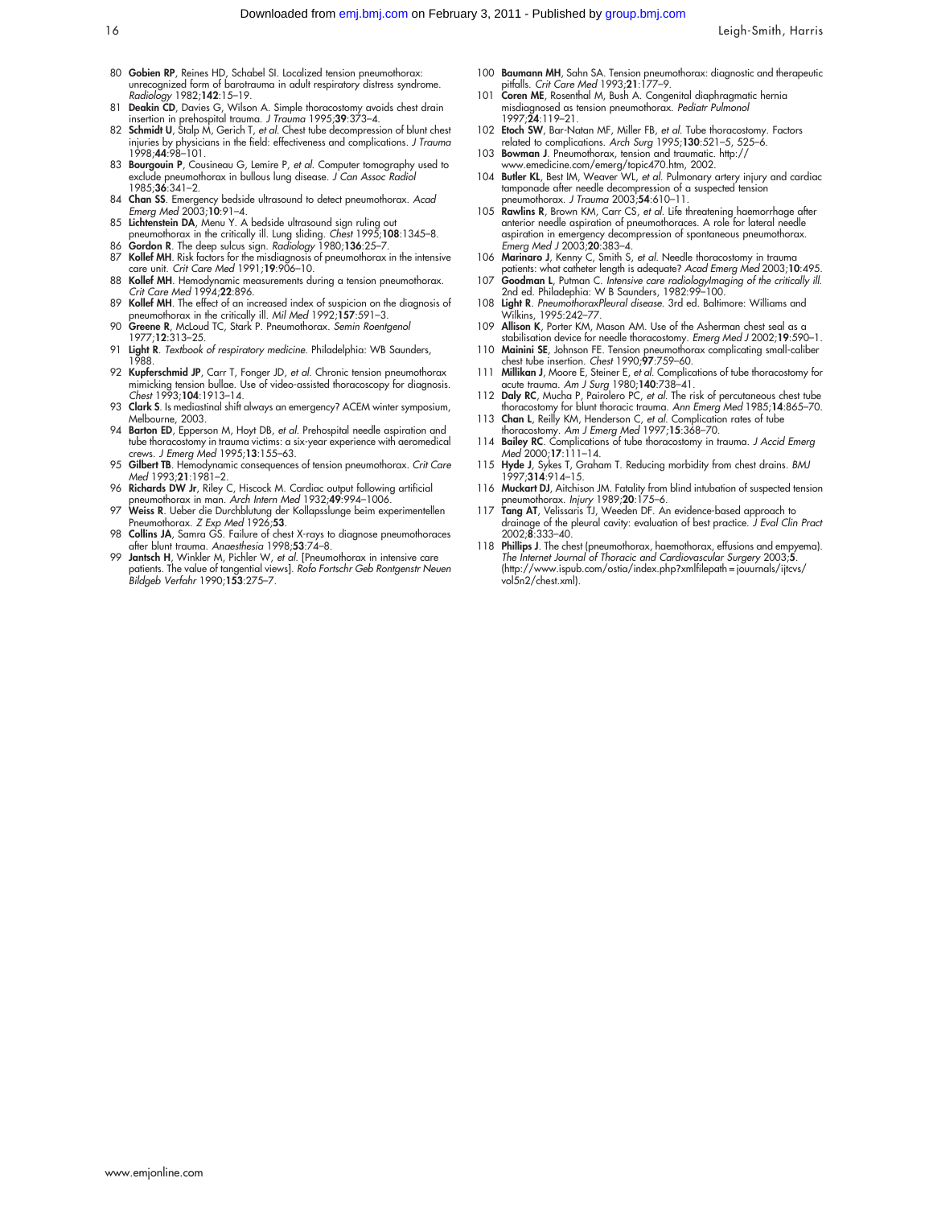80 **Gobien RP**, Reines HD, Schabel SI. Localized tension pneumothorax: unrecognized form of barotrauma in adult respiratory distress syndrome. *Radiology* 1982;**142**:15–19.

81 **Deakin CD**, Davies G, Wilson A. Simple thoracostomy avoids chest drain insertion in prehospital trauma. *J Trauma* 1995;**39**:373–4.

82 **Schmidt U**, Stalp M, Gerich T, *et al*. Chest tube decompression of blunt chest injuries by physicians in the field: effectiveness and complications. *J Trauma* 1998;**44**:98–101.

83 **Bourgouin P**, Cousineau G, Lemire P, *et al*. Computer tomography used to exclude pneumothorax in bullous lung disease. *J Can Assoc Radiol* 1985;**36**:341–2.

84 **Chan SS**. Emergency bedside ultrasound to detect pneumothorax. *Acad Emerg Med* 2003;**10**:91–4.

85 **Lichtenstein DA**, Menu Y. A bedside ultrasound sign ruling out pneumothorax in the critically ill. Lung sliding. *Chest* 1995;**108**:1345–8.

86 **Gordon R**. The deep sulcus sign. *Radiology* 1980;**136**:25–7.

87 **Kollef MH**. Risk factors for the misdiagnosis of pneumothorax in the intensive care unit. *Crit Care Med* 1991;**19**:906–10.

88 **Kollef MH**. Hemodynamic measurements during a tension pneumothorax. *Crit Care Med* 1994;**22**:896.

89 **Kollef MH**. The effect of an increased index of suspicion on the diagnosis of pneumothorax in the critically ill. *Mil Med* 1992;**157**:591–3.

90 **Greene R**, McLoud TC, Stark P. Pneumothorax. *Semin Roentgenol* 1977;**12**:313–25.

91 **Light R**. *Textbook of respiratory medicine*. Philadelphia: WB Saunders, 1988.

92 **Kupferschmid JP**, Carr T, Fonger JD, *et al*. Chronic tension pneumothorax mimicking tension bullae. Use of video-assisted thoracoscopy for diagnosis. *Chest* 1993;**104**:1913–14.

93 **Clark S**. Is mediastinal shift always an emergency? ACEM winter symposium, Melbourne, 2003.

94 **Barton ED**, Epperson M, Hoyt DB, *et al*. Prehospital needle aspiration and tube thoracostomy in trauma victims: a six-year experience with aeromedical crews. *J Emerg Med* 1995;**13**:155–63.

95 **Gilbert TB**. Hemodynamic consequences of tension pneumothorax. *Crit Care Med* 1993;**21**:1981–2.

96 **Richards DW Jr**, Riley C, Hiscock M. Cardiac output following artificial pneumothorax in man. *Arch Intern Med* 1932;**49**:994–1006.

97 **Weiss R**. Ueber die Durchblutung der Kollapslunge beim experimentellen Pneumothorax. *Z Exp Med* 1926;**53**.

98 **Collins JA**, Samra GS. Failure of chest X-rays to diagnose pneumothoraces after blunt trauma. *Anaesthesia* 1998;**53**:74–8.

99 **Jantsch H**, Winkler M, Pichler W, *et al*. [Pneumothorax in intensive care patients. The value of tangential views]. *Rofo Fortschr Geb Rontgenstr Neuen Bildgeb Verfahr* 1990;**153**:275–7.

100 **Baumann MH**, Sahn SA. Tension pneumothorax: diagnostic and therapeutic pitfalls. *Crit Care Med* 1993;**21**:177–9.

101 **Coren ME**, Rosenthal M, Bush A. Congenital diaphragmatic hernia misdiagnosed as tension pneumothorax. *Pediatr Pulmonol* 1997;**24**:119–21.

102 **Etoch SW**, Bar-Natan MF, Miller FB, *et al*. Tube thoracostomy. Factors related to complications. *Arch Surg* 1995;**130**:521–5, 525–6.

103 **Bowman J**. Pneumothorax, tension and traumatic. http://www.emedicine.com/emerg/topic470.htm, 2002.

104 **Butler KL**, Best IM, Weaver WL, *et al*. Pulmonary artery injury and cardiac tamponade after needle decompression of a suspected tension pneumothorax. *J Trauma* 2003;**54**:610–11.

105 **Rawlins R**, Brown KM, Carr CS, *et al*. Life threatening haemorrhage after anterior needle aspiration of pneumothoraces. A role for lateral needle aspiration in emergency decompression of spontaneous pneumothorax. *Emerg Med J* 2003;**20**:383–4.

106 **Marinaro J**, Kenny C, Smith S, *et al*. Needle thoracostomy in trauma patients: what catheter length is adequate? *Acad Emerg Med* 2003;**10**:495.

107 **Goodman L**, Putman C. *Intensive care radiologyImaging of the critically ill*. 2nd ed. Philadelphia: W B Saunders, 1982:99–100.

108 **Light R**. *PneumothoraxPleural disease*. 3rd ed. Baltimore: Williams and Wilkins, 1995:242–77.

109 **Allison K**, Porter KM, Mason AM. Use of the Asherman chest seal as a stabilisation device for needle thoracostomy. *Emerg Med J* 2002;**19**:590–1.

110 **Mainini SE**, Johnson FE. Tension pneumothorax complicating small-caliber chest tube insertion. *Chest* 1990;**97**:759–60.

111 **Millikan J**, Moore E, Steiner E, *et al*. Complications of tube thoracostomy for acute trauma. *Am J Surg* 1980;**140**:738–41.

112 **Daly RC**, Mucha P, Pairolero PC, *et al*. The risk of percutaneous chest tube thoracostomy for blunt thoracic trauma. *Ann Emerg Med* 1985;**14**:865–70.

113 **Chan L**, Reilly KM, Henderson C, *et al*. Complication rates of tube thoracostomy. *Am J Emerg Med* 1997;**15**:368–70.

114 **Bailey RC**. Complications of tube thoracostomy in trauma. *J Accid Emerg Med* 2000;**17**:111–14.

115 **Hyde J**, Sykes T, Graham T. Reducing morbidity from chest drains. *BMJ* 1997;**314**:914–15.

116 **Muckart DJ**, Aitchison JM. Fatality from blind intubation of suspected tension pneumothorax. *Injury* 1989;**20**:175–6.

117 **Tang AT**, Velissaris TJ, Weeden DF. An evidence-based approach to drainage of the pleural cavity: evaluation of best practice. *J Eval Clin Pract* 2002;**8**:333–40.

118 **Phillips J**. The chest (pneumothorax, haemothorax, effusions and empyema). *The Internet Journal of Thoracic and Cardiovascular Surgery* 2003;**5**. (http://www.ispub.com/ostia/index.php?xmlfilepath=jouurnals/ijtcvs/vol5n2/chest.xml).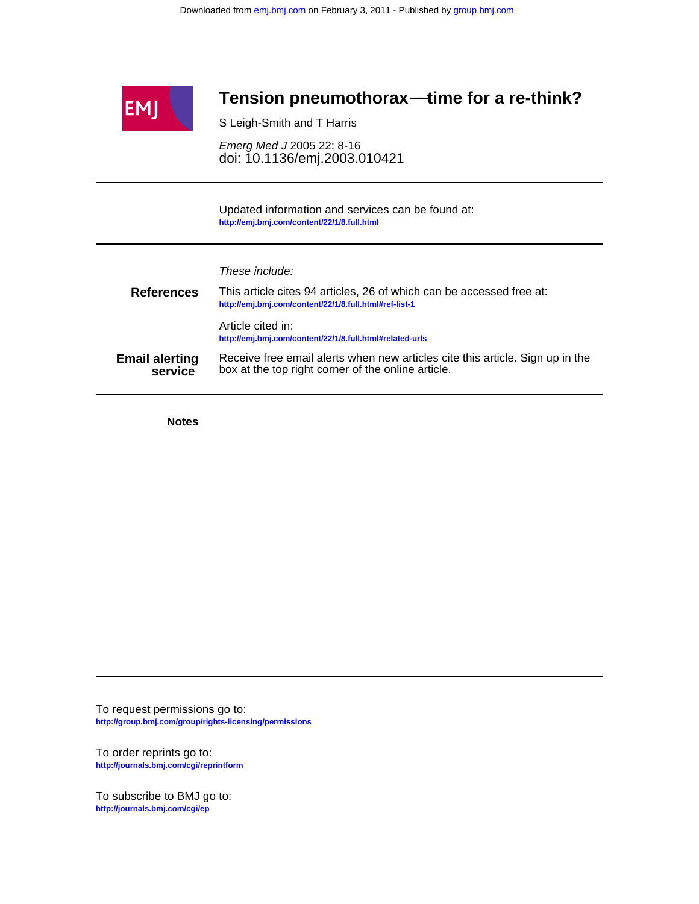Downloaded from emj.bmj.com on February 3, 2011 - Published by group.bmj.com

EMJ

# Tension pneumothorax—time for a re-think?

S Leigh-Smith and T Harris

*Emerg Med J* 2005 22: 8-16
doi: 10.1136/emj.2003.010421

Updated information and services can be found at:
http://emj.bmj.com/content/22/1/8.full.html

*These include:*

**References**

This article cites 94 articles, 26 of which can be accessed free at:
http://emj.bmj.com/content/22/1/8.full.html#ref-list-1

Article cited in:
http://emj.bmj.com/content/22/1/8.full.html#related-urls

**Email alerting service**

Receive free email alerts when new articles cite this article. Sign up in the box at the top right corner of the online article.

**Notes**

To request permissions go to:
http://group.bmj.com/group/rights-licensing/permissions

To order reprints go to:
http://journals.bmj.com/cgi/reprintform

To subscribe to BMJ go to:
http://journals.bmj.com/cgi/ep